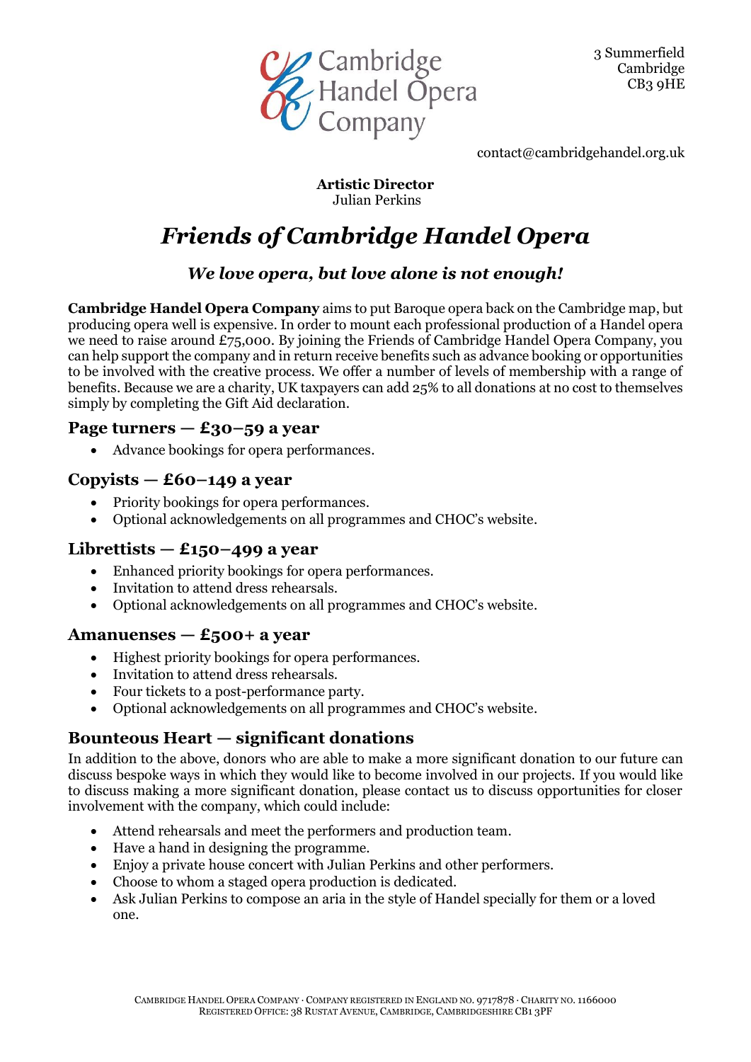Cambridge Handel Opera Company

3 Summerfield
Cambridge
CB3 9HE

contact@cambridgehandel.org.uk

**Artistic Director**
Julian Perkins

# *Friends of Cambridge Handel Opera*

### *We love opera, but love alone is not enough!*

**Cambridge Handel Opera Company** aims to put Baroque opera back on the Cambridge map, but producing opera well is expensive. In order to mount each professional production of a Handel opera we need to raise around £75,000. By joining the Friends of Cambridge Handel Opera Company, you can help support the company and in return receive benefits such as advance booking or opportunities to be involved with the creative process. We offer a number of levels of membership with a range of benefits. Because we are a charity, UK taxpayers can add 25% to all donations at no cost to themselves simply by completing the Gift Aid declaration.

## Page turners — £30–59 a year

- Advance bookings for opera performances.

## Copyists — £60–149 a year

- Priority bookings for opera performances.
- Optional acknowledgements on all programmes and CHOC's website.

## Librettists — £150–499 a year

- Enhanced priority bookings for opera performances.
- Invitation to attend dress rehearsals.
- Optional acknowledgements on all programmes and CHOC's website.

## Amanuenses — £500+ a year

- Highest priority bookings for opera performances.
- Invitation to attend dress rehearsals.
- Four tickets to a post-performance party.
- Optional acknowledgements on all programmes and CHOC's website.

## Bounteous Heart — significant donations

In addition to the above, donors who are able to make a more significant donation to our future can discuss bespoke ways in which they would like to become involved in our projects. If you would like to discuss making a more significant donation, please contact us to discuss opportunities for closer involvement with the company, which could include:

- Attend rehearsals and meet the performers and production team.
- Have a hand in designing the programme.
- Enjoy a private house concert with Julian Perkins and other performers.
- Choose to whom a staged opera production is dedicated.
- Ask Julian Perkins to compose an aria in the style of Handel specially for them or a loved one.

Cambridge Handel Opera Company · Company registered in England no. 9717878 · Charity no. 1166000
Registered Office: 38 Rustat Avenue, Cambridge, Cambridgeshire CB1 3PF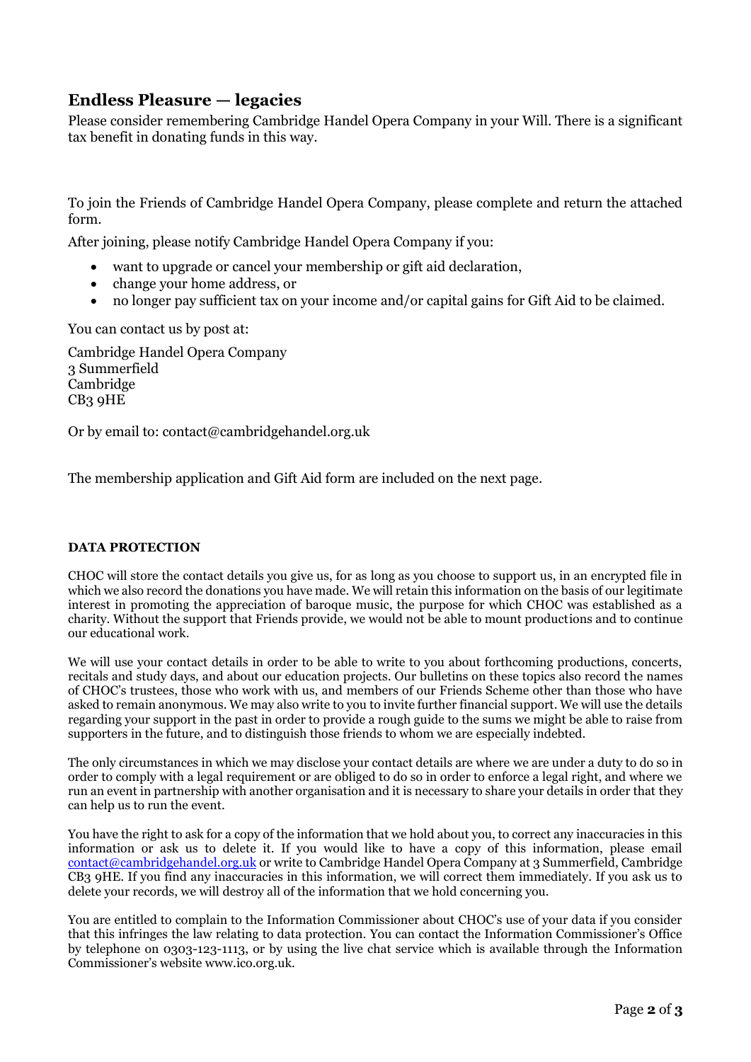## Endless Pleasure — legacies

Please consider remembering Cambridge Handel Opera Company in your Will. There is a significant tax benefit in donating funds in this way.

To join the Friends of Cambridge Handel Opera Company, please complete and return the attached form.

After joining, please notify Cambridge Handel Opera Company if you:

- want to upgrade or cancel your membership or gift aid declaration,
- change your home address, or
- no longer pay sufficient tax on your income and/or capital gains for Gift Aid to be claimed.

You can contact us by post at:

Cambridge Handel Opera Company
3 Summerfield
Cambridge
CB3 9HE

Or by email to: contact@cambridgehandel.org.uk

The membership application and Gift Aid form are included on the next page.

**DATA PROTECTION**

CHOC will store the contact details you give us, for as long as you choose to support us, in an encrypted file in which we also record the donations you have made. We will retain this information on the basis of our legitimate interest in promoting the appreciation of baroque music, the purpose for which CHOC was established as a charity. Without the support that Friends provide, we would not be able to mount productions and to continue our educational work.

We will use your contact details in order to be able to write to you about forthcoming productions, concerts, recitals and study days, and about our education projects. Our bulletins on these topics also record the names of CHOC's trustees, those who work with us, and members of our Friends Scheme other than those who have asked to remain anonymous. We may also write to you to invite further financial support. We will use the details regarding your support in the past in order to provide a rough guide to the sums we might be able to raise from supporters in the future, and to distinguish those friends to whom we are especially indebted.

The only circumstances in which we may disclose your contact details are where we are under a duty to do so in order to comply with a legal requirement or are obliged to do so in order to enforce a legal right, and where we run an event in partnership with another organisation and it is necessary to share your details in order that they can help us to run the event.

You have the right to ask for a copy of the information that we hold about you, to correct any inaccuracies in this information or ask us to delete it. If you would like to have a copy of this information, please email contact@cambridgehandel.org.uk or write to Cambridge Handel Opera Company at 3 Summerfield, Cambridge CB3 9HE. If you find any inaccuracies in this information, we will correct them immediately. If you ask us to delete your records, we will destroy all of the information that we hold concerning you.

You are entitled to complain to the Information Commissioner about CHOC's use of your data if you consider that this infringes the law relating to data protection. You can contact the Information Commissioner's Office by telephone on 0303-123-1113, or by using the live chat service which is available through the Information Commissioner's website www.ico.org.uk.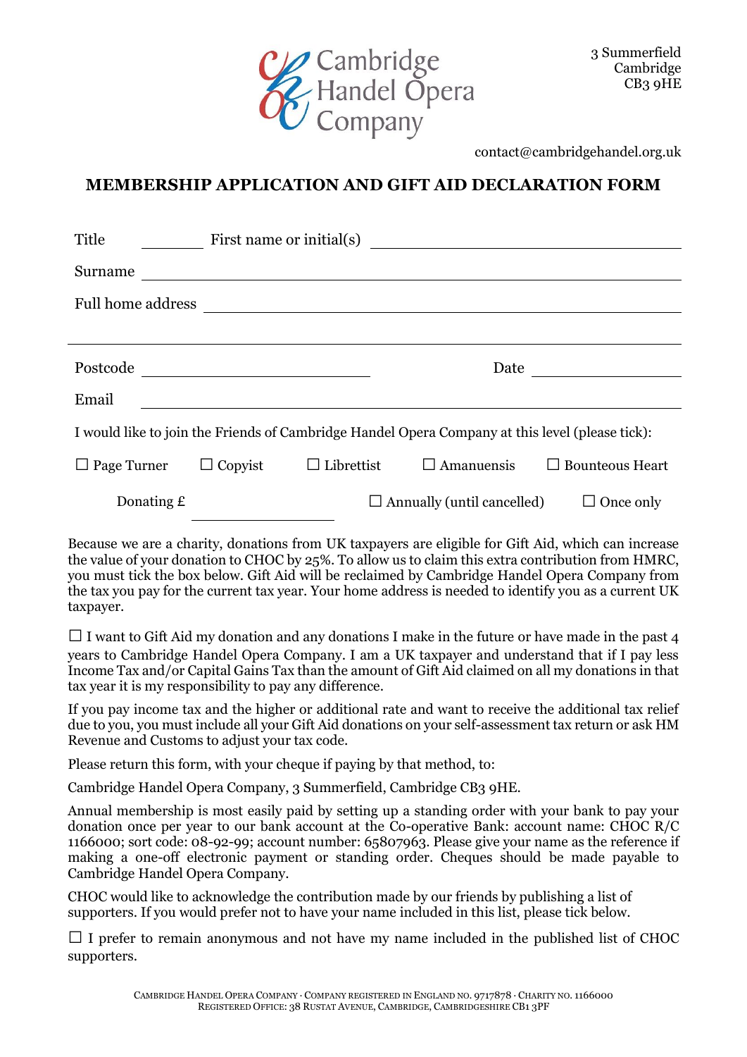Cambridge Handel Opera Company

3 Summerfield
Cambridge
CB3 9HE

contact@cambridgehandel.org.uk

## MEMBERSHIP APPLICATION AND GIFT AID DECLARATION FORM

Title ________ First name or initial(s) ________________________________

Surname ____________________________________________________________

Full home address ____________________________________________________

____________________________________________________________________

Postcode ______________________ Date ______________

Email ______________________________________________________________

I would like to join the Friends of Cambridge Handel Opera Company at this level (please tick):

☐ Page Turner ☐ Copyist ☐ Librettist ☐ Amanuensis ☐ Bounteous Heart

Donating £ ______________ ☐ Annually (until cancelled) ☐ Once only

Because we are a charity, donations from UK taxpayers are eligible for Gift Aid, which can increase the value of your donation to CHOC by 25%. To allow us to claim this extra contribution from HMRC, you must tick the box below. Gift Aid will be reclaimed by Cambridge Handel Opera Company from the tax you pay for the current tax year. Your home address is needed to identify you as a current UK taxpayer.

☐ I want to Gift Aid my donation and any donations I make in the future or have made in the past 4 years to Cambridge Handel Opera Company. I am a UK taxpayer and understand that if I pay less Income Tax and/or Capital Gains Tax than the amount of Gift Aid claimed on all my donations in that tax year it is my responsibility to pay any difference.

If you pay income tax and the higher or additional rate and want to receive the additional tax relief due to you, you must include all your Gift Aid donations on your self-assessment tax return or ask HM Revenue and Customs to adjust your tax code.

Please return this form, with your cheque if paying by that method, to:

Cambridge Handel Opera Company, 3 Summerfield, Cambridge CB3 9HE.

Annual membership is most easily paid by setting up a standing order with your bank to pay your donation once per year to our bank account at the Co-operative Bank: account name: CHOC R/C 1166000; sort code: 08-92-99; account number: 65807963. Please give your name as the reference if making a one-off electronic payment or standing order. Cheques should be made payable to Cambridge Handel Opera Company.

CHOC would like to acknowledge the contribution made by our friends by publishing a list of supporters. If you would prefer not to have your name included in this list, please tick below.

☐ I prefer to remain anonymous and not have my name included in the published list of CHOC supporters.

Cambridge Handel Opera Company · Company registered in England no. 9717878 · Charity no. 1166000
Registered office: 38 Rustat Avenue, Cambridge, Cambridgeshire CB1 3PF